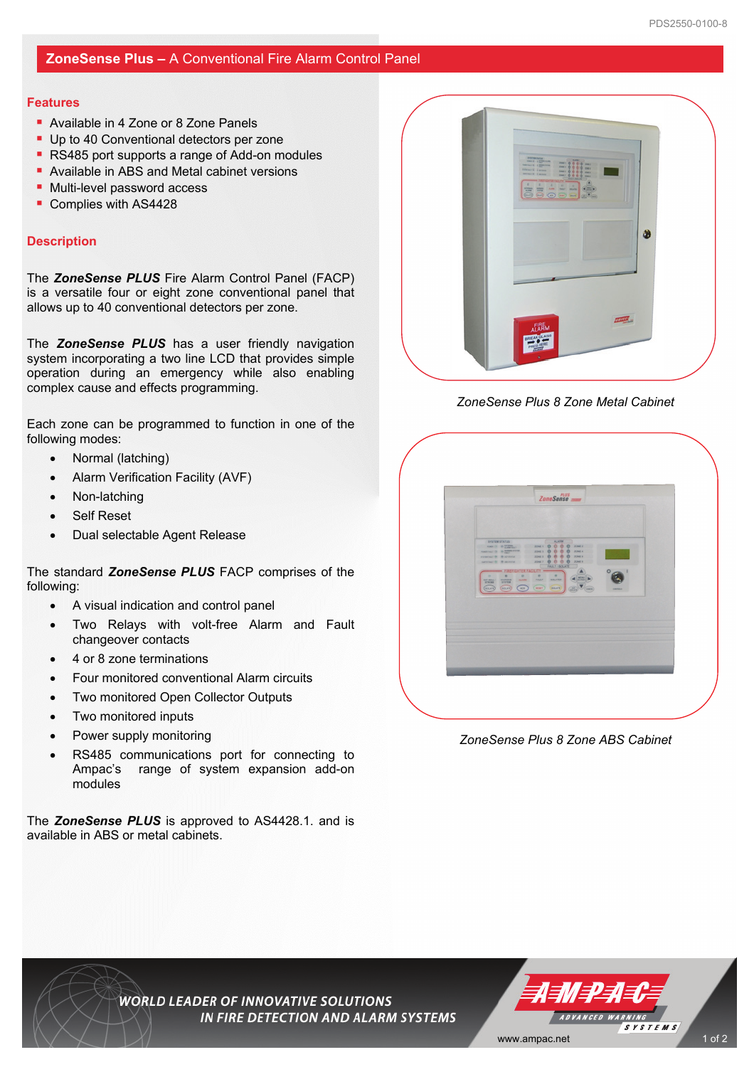# ZoneSense Plus – A Conventional Fire Alarm Control Panel

## Features

- Available in 4 Zone or 8 Zone Panels
- Up to 40 Conventional detectors per zone
- RS485 port supports a range of Add-on modules
- Available in ABS and Metal cabinet versions
- Multi-level password access
- Complies with AS4428

## Description

The ***ZoneSense PLUS*** Fire Alarm Control Panel (FACP) is a versatile four or eight zone conventional panel that allows up to 40 conventional detectors per zone.

The ***ZoneSense PLUS*** has a user friendly navigation system incorporating a two line LCD that provides simple operation during an emergency while also enabling complex cause and effects programming.

Each zone can be programmed to function in one of the following modes:

- Normal (latching)
- Alarm Verification Facility (AVF)
- Non-latching
- Self Reset
- Dual selectable Agent Release

The standard ***ZoneSense PLUS*** FACP comprises of the following:

- A visual indication and control panel
- Two Relays with volt-free Alarm and Fault changeover contacts
- 4 or 8 zone terminations
- Four monitored conventional Alarm circuits
- Two monitored Open Collector Outputs
- Two monitored inputs
- Power supply monitoring
- RS485 communications port for connecting to Ampac's range of system expansion add-on modules

The ***ZoneSense PLUS*** is approved to AS4428.1. and is available in ABS or metal cabinets.

*ZoneSense Plus 8 Zone Metal Cabinet*

*ZoneSense Plus 8 Zone ABS Cabinet*

WORLD LEADER OF INNOVATIVE SOLUTIONS IN FIRE DETECTION AND ALARM SYSTEMS

AMPAC ADVANCED WARNING SYSTEMS

www.ampac.net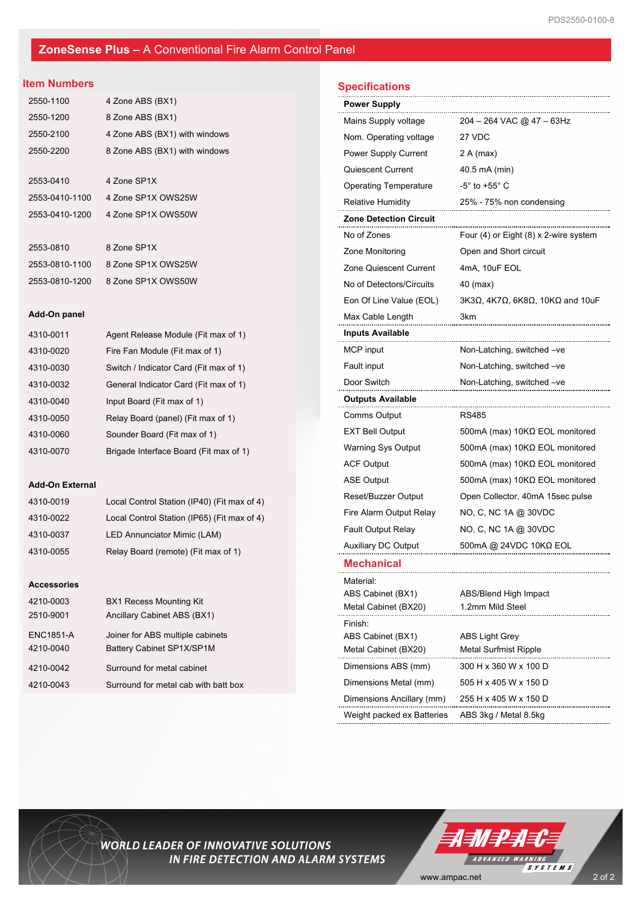# ZoneSense Plus – A Conventional Fire Alarm Control Panel

## Item Numbers

| | |
|---|---|
| 2550-1100 | 4 Zone ABS (BX1) |
| 2550-1200 | 8 Zone ABS (BX1) |
| 2550-2100 | 4 Zone ABS (BX1) with windows |
| 2550-2200 | 8 Zone ABS (BX1) with windows |
| 2553-0410 | 4 Zone SP1X |
| 2553-0410-1100 | 4 Zone SP1X OWS25W |
| 2553-0410-1200 | 4 Zone SP1X OWS50W |
| 2553-0810 | 8 Zone SP1X |
| 2553-0810-1100 | 8 Zone SP1X OWS25W |
| 2553-0810-1200 | 8 Zone SP1X OWS50W |

**Add-On panel**

| | |
|---|---|
| 4310-0011 | Agent Release Module (Fit max of 1) |
| 4310-0020 | Fire Fan Module (Fit max of 1) |
| 4310-0030 | Switch / Indicator Card (Fit max of 1) |
| 4310-0032 | General Indicator Card (Fit max of 1) |
| 4310-0040 | Input Board (Fit max of 1) |
| 4310-0050 | Relay Board (panel) (Fit max of 1) |
| 4310-0060 | Sounder Board (Fit max of 1) |
| 4310-0070 | Brigade Interface Board (Fit max of 1) |

**Add-On External**

| | |
|---|---|
| 4310-0019 | Local Control Station (IP40) (Fit max of 4) |
| 4310-0022 | Local Control Station (IP65) (Fit max of 4) |
| 4310-0037 | LED Annunciator Mimic (LAM) |
| 4310-0055 | Relay Board (remote) (Fit max of 1) |

**Accessories**

| | |
|---|---|
| 4210-0003 | BX1 Recess Mounting Kit |
| 2510-9001 | Ancillary Cabinet ABS (BX1) |
| ENC1851-A | Joiner for ABS multiple cabinets |
| 4210-0040 | Battery Cabinet SP1X/SP1M |
| 4210-0042 | Surround for metal cabinet |
| 4210-0043 | Surround for metal cab with batt box |

## Specifications

| | |
|---|---|
| **Power Supply** | |
| Mains Supply voltage | 204 – 264 VAC @ 47 – 63Hz |
| Nom. Operating voltage | 27 VDC |
| Power Supply Current | 2 A (max) |
| Quiescent Current | 40.5 mA (min) |
| Operating Temperature | -5° to +55° C |
| Relative Humidity | 25% - 75% non condensing |
| **Zone Detection Circuit** | |
| No of Zones | Four (4) or Eight (8) x 2-wire system |
| Zone Monitoring | Open and Short circuit |
| Zone Quiescent Current | 4mA, 10uF EOL |
| No of Detectors/Circuits | 40 (max) |
| Eon Of Line Value (EOL) | 3K3Ω, 4K7Ω, 6K8Ω, 10KΩ and 10uF |
| Max Cable Length | 3km |
| **Inputs Available** | |
| MCP input | Non-Latching, switched –ve |
| Fault input | Non-Latching, switched –ve |
| Door Switch | Non-Latching, switched –ve |
| **Outputs Available** | |
| Comms Output | RS485 |
| EXT Bell Output | 500mA (max) 10KΩ EOL monitored |
| Warning Sys Output | 500mA (max) 10KΩ EOL monitored |
| ACF Output | 500mA (max) 10KΩ EOL monitored |
| ASE Output | 500mA (max) 10KΩ EOL monitored |
| Reset/Buzzer Output | Open Collector, 40mA 15sec pulse |
| Fire Alarm Output Relay | NO, C, NC 1A @ 30VDC |
| Fault Output Relay | NO, C, NC 1A @ 30VDC |
| Auxiliary DC Output | 500mA @ 24VDC 10KΩ EOL |

## Mechanical

| | |
|---|---|
| Material: | |
| ABS Cabinet (BX1) | ABS/Blend High Impact |
| Metal Cabinet (BX20) | 1.2mm Mild Steel |
| Finish: | |
| ABS Cabinet (BX1) | ABS Light Grey |
| Metal Cabinet (BX20) | Metal Surfmist Ripple |
| Dimensions ABS (mm) | 300 H x 360 W x 100 D |
| Dimensions Metal (mm) | 505 H x 405 W x 150 D |
| Dimensions Ancillary (mm) | 255 H x 405 W x 150 D |
| Weight packed ex Batteries | ABS 3kg / Metal 8.5kg |

*WORLD LEADER OF INNOVATIVE SOLUTIONS IN FIRE DETECTION AND ALARM SYSTEMS*

AMPAC ADVANCED WARNING SYSTEMS

www.ampac.net